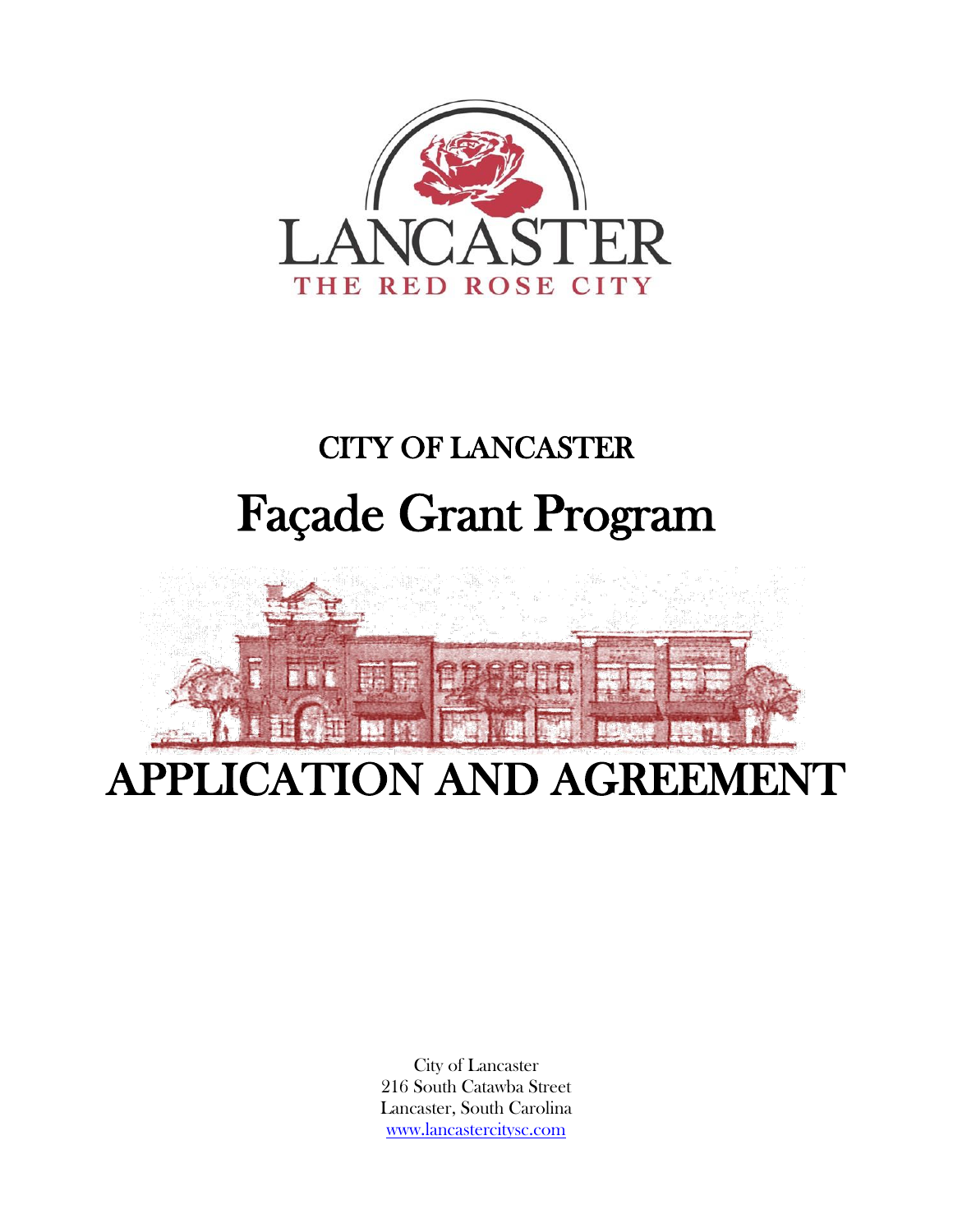LANCASTER

THE RED ROSE CITY

## CITY OF LANCASTER

# Façade Grant Program

# APPLICATION AND AGREEMENT

City of Lancaster
216 South Catawba Street
Lancaster, South Carolina
[www.lancastercitysc.com](www.lancastercitysc.com)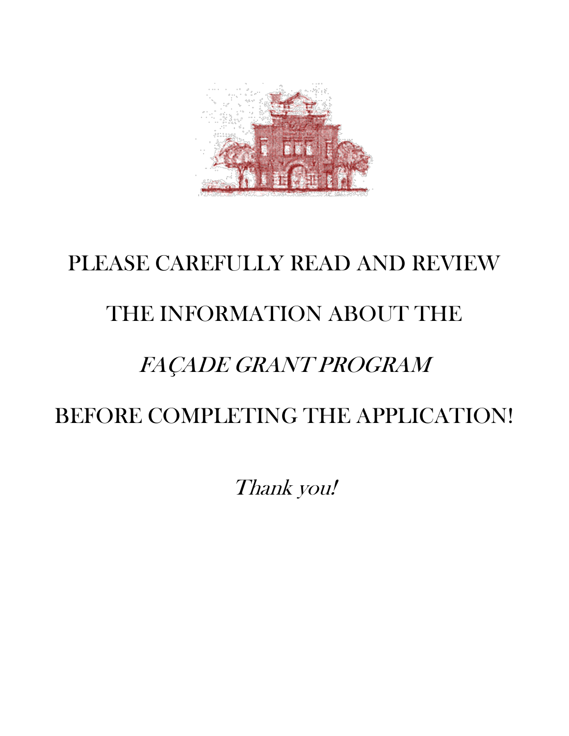PLEASE CAREFULLY READ AND REVIEW

THE INFORMATION ABOUT THE

*FAÇADE GRANT PROGRAM*

BEFORE COMPLETING THE APPLICATION!

*Thank you!*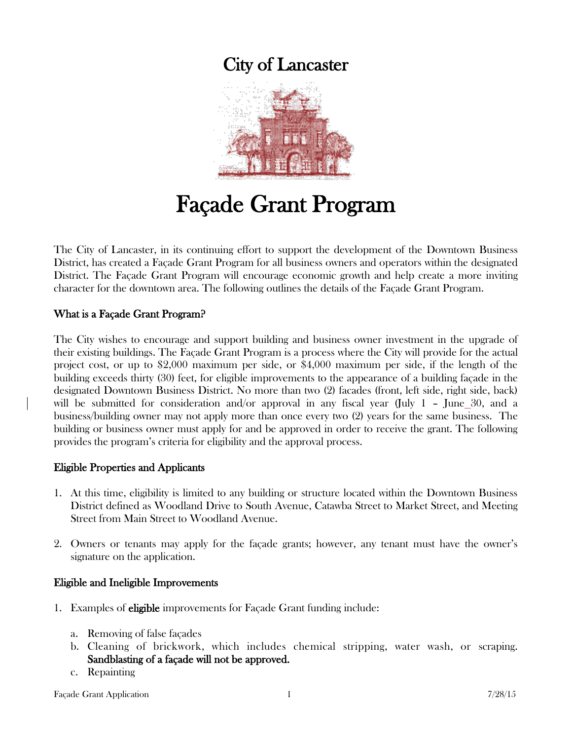# City of Lancaster

# Façade Grant Program

The City of Lancaster, in its continuing effort to support the development of the Downtown Business District, has created a Façade Grant Program for all business owners and operators within the designated District. The Façade Grant Program will encourage economic growth and help create a more inviting character for the downtown area. The following outlines the details of the Façade Grant Program.

## What is a Façade Grant Program?

The City wishes to encourage and support building and business owner investment in the upgrade of their existing buildings. The Façade Grant Program is a process where the City will provide for the actual project cost, or up to $2,000 maximum per side, or $4,000 maximum per side, if the length of the building exceeds thirty (30) feet, for eligible improvements to the appearance of a building façade in the designated Downtown Business District. No more than two (2) facades (front, left side, right side, back) will be submitted for consideration and/or approval in any fiscal year (July 1 – June_30, and a business/building owner may not apply more than once every two (2) years for the same business. The building or business owner must apply for and be approved in order to receive the grant. The following provides the program's criteria for eligibility and the approval process.

## Eligible Properties and Applicants

1. At this time, eligibility is limited to any building or structure located within the Downtown Business District defined as Woodland Drive to South Avenue, Catawba Street to Market Street, and Meeting Street from Main Street to Woodland Avenue.

2. Owners or tenants may apply for the façade grants; however, any tenant must have the owner's signature on the application.

## Eligible and Ineligible Improvements

1. Examples of **eligible** improvements for Façade Grant funding include:

   a. Removing of false façades
   b. Cleaning of brickwork, which includes chemical stripping, water wash, or scraping. **Sandblasting of a façade will not be approved.**
   c. Repainting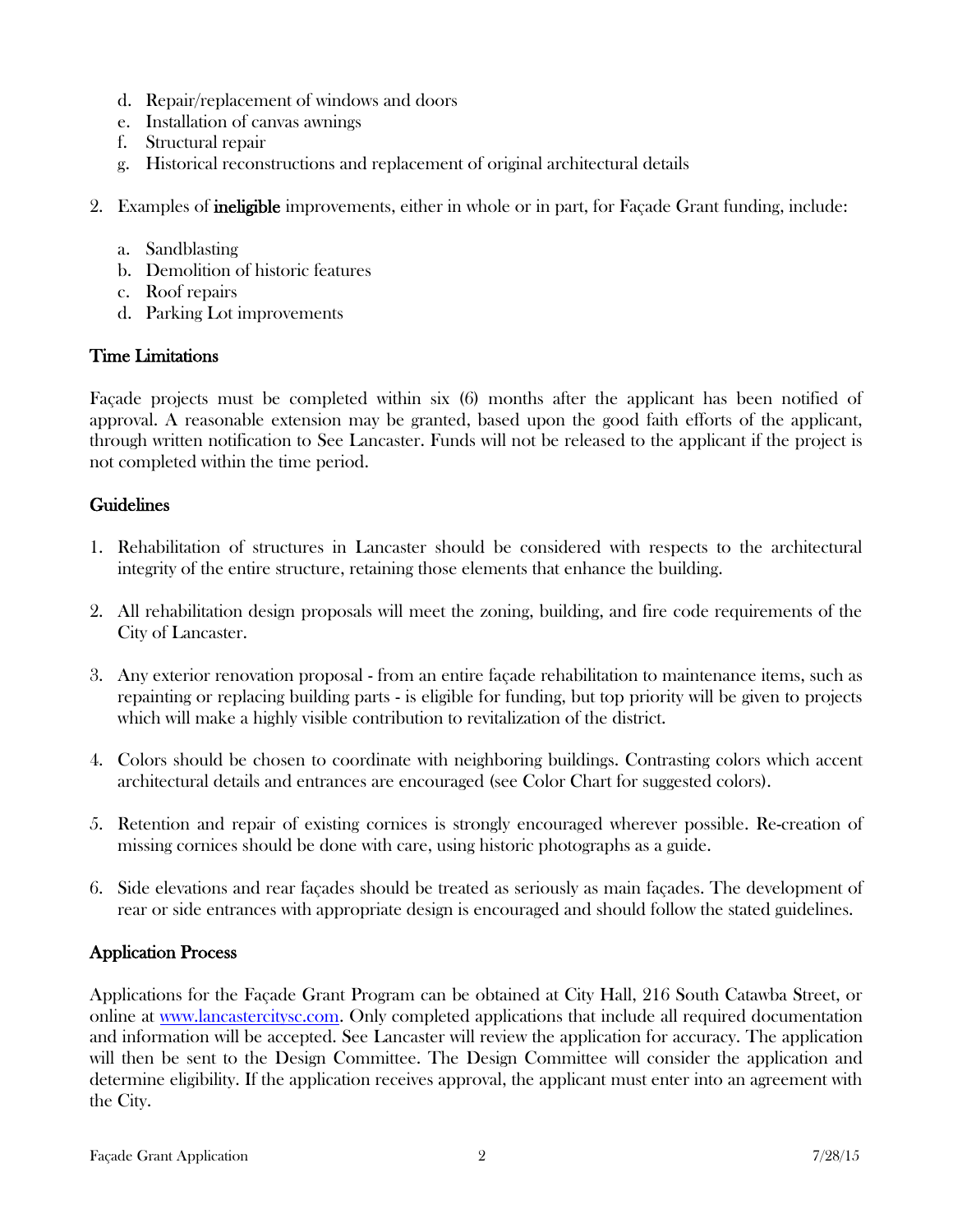d. Repair/replacement of windows and doors
e. Installation of canvas awnings
f. Structural repair
g. Historical reconstructions and replacement of original architectural details

2. Examples of **ineligible** improvements, either in whole or in part, for Façade Grant funding, include:

   a. Sandblasting
   b. Demolition of historic features
   c. Roof repairs
   d. Parking Lot improvements

## Time Limitations

Façade projects must be completed within six (6) months after the applicant has been notified of approval. A reasonable extension may be granted, based upon the good faith efforts of the applicant, through written notification to See Lancaster. Funds will not be released to the applicant if the project is not completed within the time period.

## Guidelines

1. Rehabilitation of structures in Lancaster should be considered with respects to the architectural integrity of the entire structure, retaining those elements that enhance the building.

2. All rehabilitation design proposals will meet the zoning, building, and fire code requirements of the City of Lancaster.

3. Any exterior renovation proposal - from an entire façade rehabilitation to maintenance items, such as repainting or replacing building parts - is eligible for funding, but top priority will be given to projects which will make a highly visible contribution to revitalization of the district.

4. Colors should be chosen to coordinate with neighboring buildings. Contrasting colors which accent architectural details and entrances are encouraged (see Color Chart for suggested colors).

5. Retention and repair of existing cornices is strongly encouraged wherever possible. Re-creation of missing cornices should be done with care, using historic photographs as a guide.

6. Side elevations and rear façades should be treated as seriously as main façades. The development of rear or side entrances with appropriate design is encouraged and should follow the stated guidelines.

## Application Process

Applications for the Façade Grant Program can be obtained at City Hall, 216 South Catawba Street, or online at [www.lancastercitysc.com](http://www.lancastercitysc.com). Only completed applications that include all required documentation and information will be accepted. See Lancaster will review the application for accuracy. The application will then be sent to the Design Committee. The Design Committee will consider the application and determine eligibility. If the application receives approval, the applicant must enter into an agreement with the City.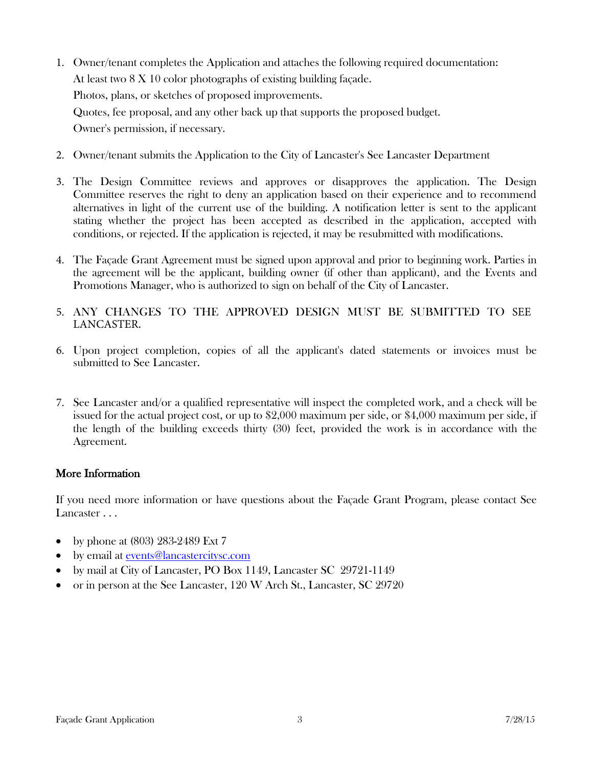1. Owner/tenant completes the Application and attaches the following required documentation:
   At least two 8 X 10 color photographs of existing building façade.
   Photos, plans, or sketches of proposed improvements.
   Quotes, fee proposal, and any other back up that supports the proposed budget.
   Owner's permission, if necessary.

2. Owner/tenant submits the Application to the City of Lancaster's See Lancaster Department

3. The Design Committee reviews and approves or disapproves the application. The Design Committee reserves the right to deny an application based on their experience and to recommend alternatives in light of the current use of the building. A notification letter is sent to the applicant stating whether the project has been accepted as described in the application, accepted with conditions, or rejected. If the application is rejected, it may be resubmitted with modifications.

4. The Façade Grant Agreement must be signed upon approval and prior to beginning work. Parties in the agreement will be the applicant, building owner (if other than applicant), and the Events and Promotions Manager, who is authorized to sign on behalf of the City of Lancaster.

5. ANY CHANGES TO THE APPROVED DESIGN MUST BE SUBMITTED TO SEE LANCASTER.

6. Upon project completion, copies of all the applicant's dated statements or invoices must be submitted to See Lancaster.

7. See Lancaster and/or a qualified representative will inspect the completed work, and a check will be issued for the actual project cost, or up to $2,000 maximum per side, or $4,000 maximum per side, if the length of the building exceeds thirty (30) feet, provided the work is in accordance with the Agreement.

## More Information

If you need more information or have questions about the Façade Grant Program, please contact See Lancaster . . .

- by phone at (803) 283-2489 Ext 7
- by email at events@lancastercitysc.com
- by mail at City of Lancaster, PO Box 1149, Lancaster SC 29721-1149
- or in person at the See Lancaster, 120 W Arch St., Lancaster, SC 29720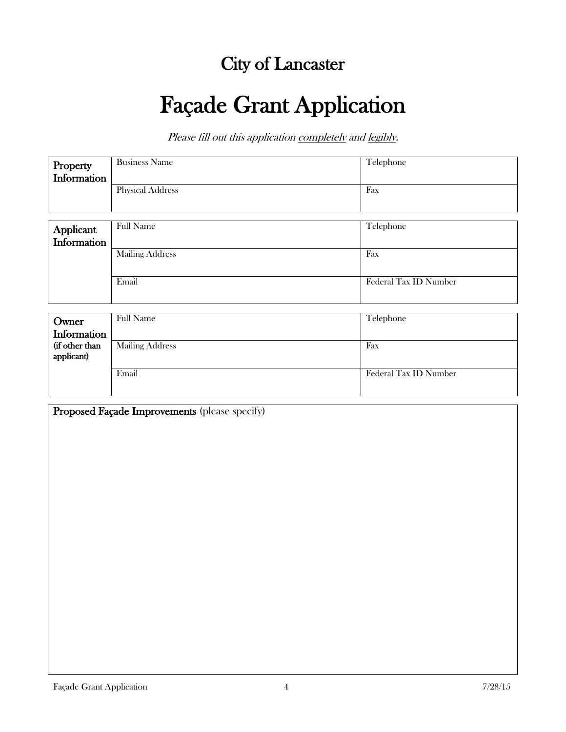## City of Lancaster

# Façade Grant Application

*Please fill out this application <u>completely</u> and <u>legibly</u>.*

| **Property Information** | Business Name | Telephone |
|---|---|---|
| | Physical Address | Fax |

| **Applicant Information** | Full Name | Telephone |
|---|---|---|
| | Mailing Address | Fax |
| | Email | Federal Tax ID Number |

| **Owner Information (if other than applicant)** | Full Name | Telephone |
|---|---|---|
| | Mailing Address | Fax |
| | Email | Federal Tax ID Number |

**Proposed Façade Improvements** (please specify)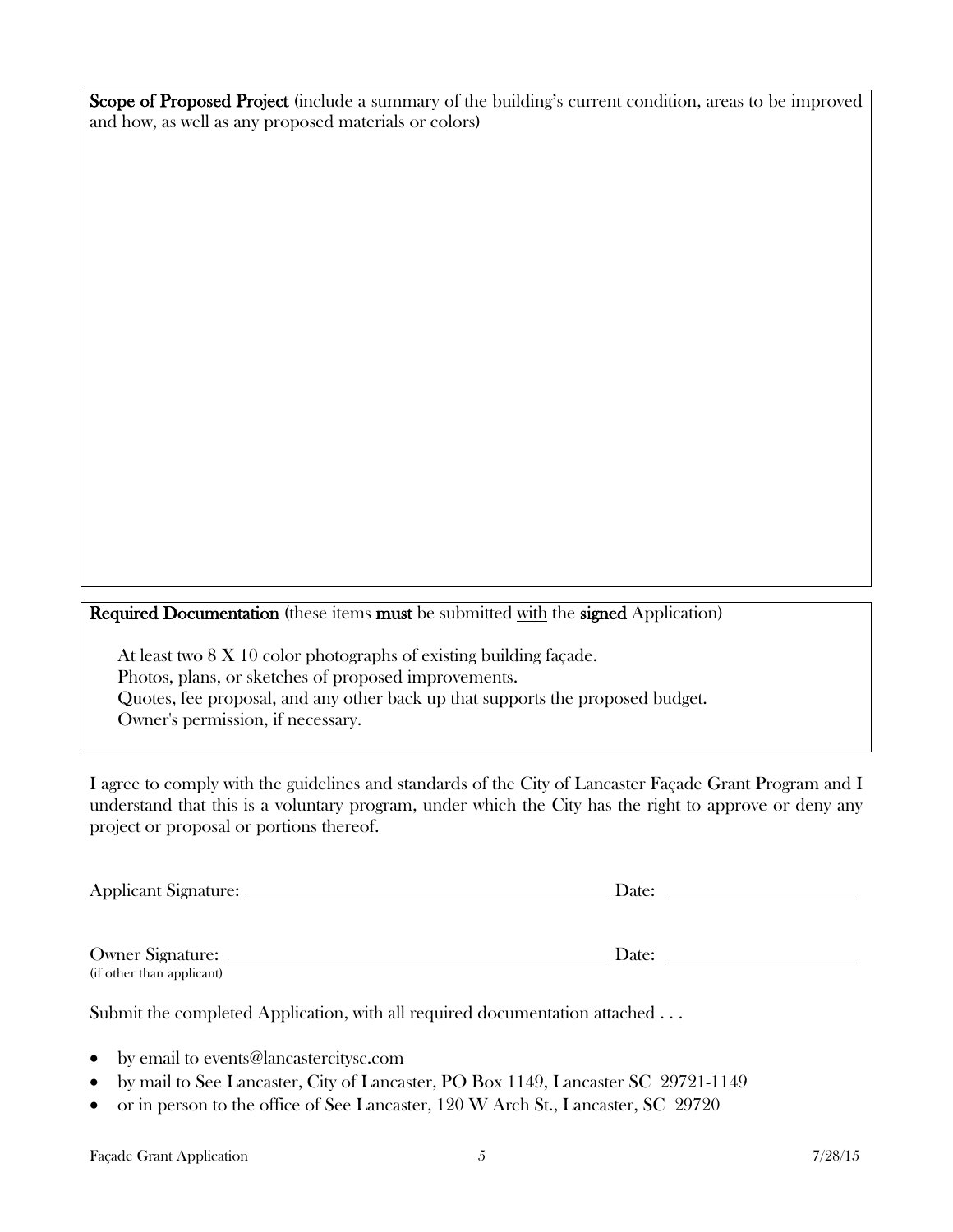**Scope of Proposed Project** (include a summary of the building's current condition, areas to be improved and how, as well as any proposed materials or colors)

**Required Documentation** (these items **must** be submitted with the **signed** Application)

At least two 8 X 10 color photographs of existing building façade.
Photos, plans, or sketches of proposed improvements.
Quotes, fee proposal, and any other back up that supports the proposed budget.
Owner's permission, if necessary.

I agree to comply with the guidelines and standards of the City of Lancaster Façade Grant Program and I understand that this is a voluntary program, under which the City has the right to approve or deny any project or proposal or portions thereof.

Applicant Signature: ________________________________ Date: ________________

Owner Signature: ________________________________ Date: ________________
(if other than applicant)

Submit the completed Application, with all required documentation attached . . .

- by email to events@lancastercitysc.com
- by mail to See Lancaster, City of Lancaster, PO Box 1149, Lancaster SC 29721-1149
- or in person to the office of See Lancaster, 120 W Arch St., Lancaster, SC 29720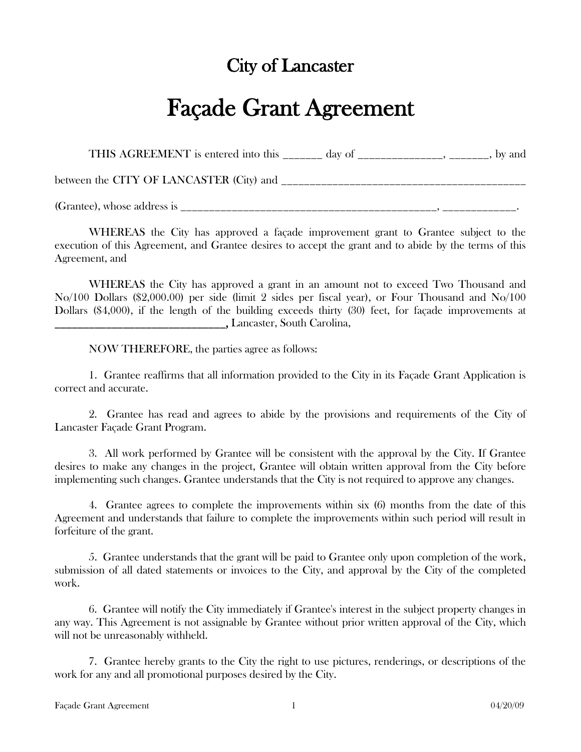# City of Lancaster

# Façade Grant Agreement

THIS AGREEMENT is entered into this _______ day of _______________, _______, by and between the CITY OF LANCASTER (City) and _____________________________________________ (Grantee), whose address is _______________________________________________, _____________.

WHEREAS the City has approved a façade improvement grant to Grantee subject to the execution of this Agreement, and Grantee desires to accept the grant and to abide by the terms of this Agreement, and

WHEREAS the City has approved a grant in an amount not to exceed Two Thousand and No/100 Dollars ($2,000.00) per side (limit 2 sides per fiscal year), or Four Thousand and No/100 Dollars ($4,000), if the length of the building exceeds thirty (30) feet, for façade improvements at **________________________________,** Lancaster, South Carolina,

NOW THEREFORE, the parties agree as follows:

1. Grantee reaffirms that all information provided to the City in its Façade Grant Application is correct and accurate.

2. Grantee has read and agrees to abide by the provisions and requirements of the City of Lancaster Façade Grant Program.

3. All work performed by Grantee will be consistent with the approval by the City. If Grantee desires to make any changes in the project, Grantee will obtain written approval from the City before implementing such changes. Grantee understands that the City is not required to approve any changes.

4. Grantee agrees to complete the improvements within six (6) months from the date of this Agreement and understands that failure to complete the improvements within such period will result in forfeiture of the grant.

5. Grantee understands that the grant will be paid to Grantee only upon completion of the work, submission of all dated statements or invoices to the City, and approval by the City of the completed work.

6. Grantee will notify the City immediately if Grantee's interest in the subject property changes in any way. This Agreement is not assignable by Grantee without prior written approval of the City, which will not be unreasonably withheld.

7. Grantee hereby grants to the City the right to use pictures, renderings, or descriptions of the work for any and all promotional purposes desired by the City.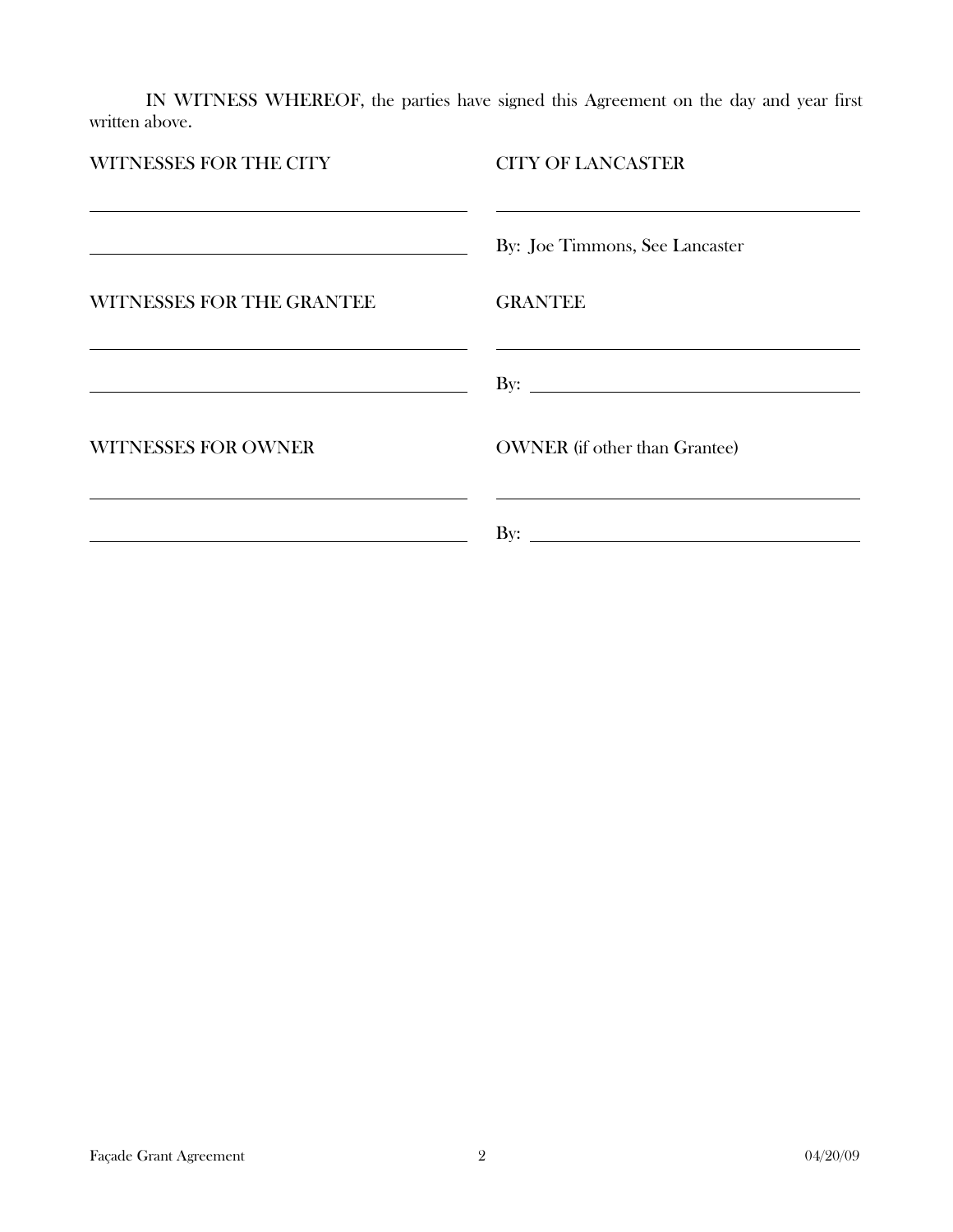**IN WITNESS WHEREOF**, the parties have signed this Agreement on the day and year first written above.

| | |
|---|---|
| WITNESSES FOR THE CITY | CITY OF LANCASTER |
| ______________________________ | ______________________________ |
| ______________________________ | By: Joe Timmons, See Lancaster |
| WITNESSES FOR THE GRANTEE | GRANTEE |
| ______________________________ | ______________________________ |
| ______________________________ | By: ___________________________ |
| WITNESSES FOR OWNER | OWNER (if other than Grantee) |
| ______________________________ | ______________________________ |
| ______________________________ | By: ___________________________ |